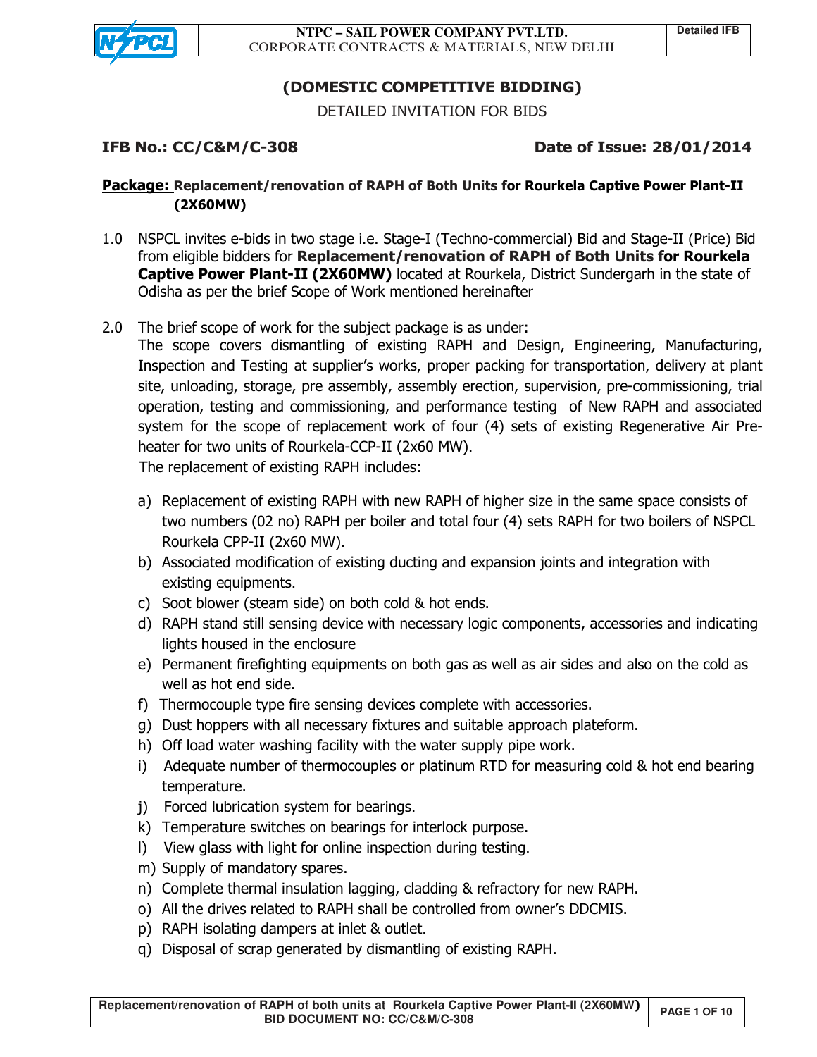# (DOMESTIC COMPETITIVE BIDDING)

DETAILED INVITATION FOR BIDS

**IFB No.: CC/C&M/C-308** **Date of Issue: 28/01/2014**

**Package: Replacement/renovation of RAPH of Both Units for Rourkela Captive Power Plant-II (2X60MW)**

1.0 NSPCL invites e-bids in two stage i.e. Stage-I (Techno-commercial) Bid and Stage-II (Price) Bid from eligible bidders for **Replacement/renovation of RAPH of Both Units for Rourkela Captive Power Plant-II (2X60MW)** located at Rourkela, District Sundergarh in the state of Odisha as per the brief Scope of Work mentioned hereinafter

2.0 The brief scope of work for the subject package is as under:

The scope covers dismantling of existing RAPH and Design, Engineering, Manufacturing, Inspection and Testing at supplier's works, proper packing for transportation, delivery at plant site, unloading, storage, pre assembly, assembly erection, supervision, pre-commissioning, trial operation, testing and commissioning, and performance testing of New RAPH and associated system for the scope of replacement work of four (4) sets of existing Regenerative Air Pre-heater for two units of Rourkela-CCP-II (2x60 MW).

The replacement of existing RAPH includes:

a) Replacement of existing RAPH with new RAPH of higher size in the same space consists of two numbers (02 no) RAPH per boiler and total four (4) sets RAPH for two boilers of NSPCL Rourkela CPP-II (2x60 MW).
b) Associated modification of existing ducting and expansion joints and integration with existing equipments.
c) Soot blower (steam side) on both cold & hot ends.
d) RAPH stand still sensing device with necessary logic components, accessories and indicating lights housed in the enclosure
e) Permanent firefighting equipments on both gas as well as air sides and also on the cold as well as hot end side.
f) Thermocouple type fire sensing devices complete with accessories.
g) Dust hoppers with all necessary fixtures and suitable approach plateform.
h) Off load water washing facility with the water supply pipe work.
i) Adequate number of thermocouples or platinum RTD for measuring cold & hot end bearing temperature.
j) Forced lubrication system for bearings.
k) Temperature switches on bearings for interlock purpose.
l) View glass with light for online inspection during testing.
m) Supply of mandatory spares.
n) Complete thermal insulation lagging, cladding & refractory for new RAPH.
o) All the drives related to RAPH shall be controlled from owner's DDCMIS.
p) RAPH isolating dampers at inlet & outlet.
q) Disposal of scrap generated by dismantling of existing RAPH.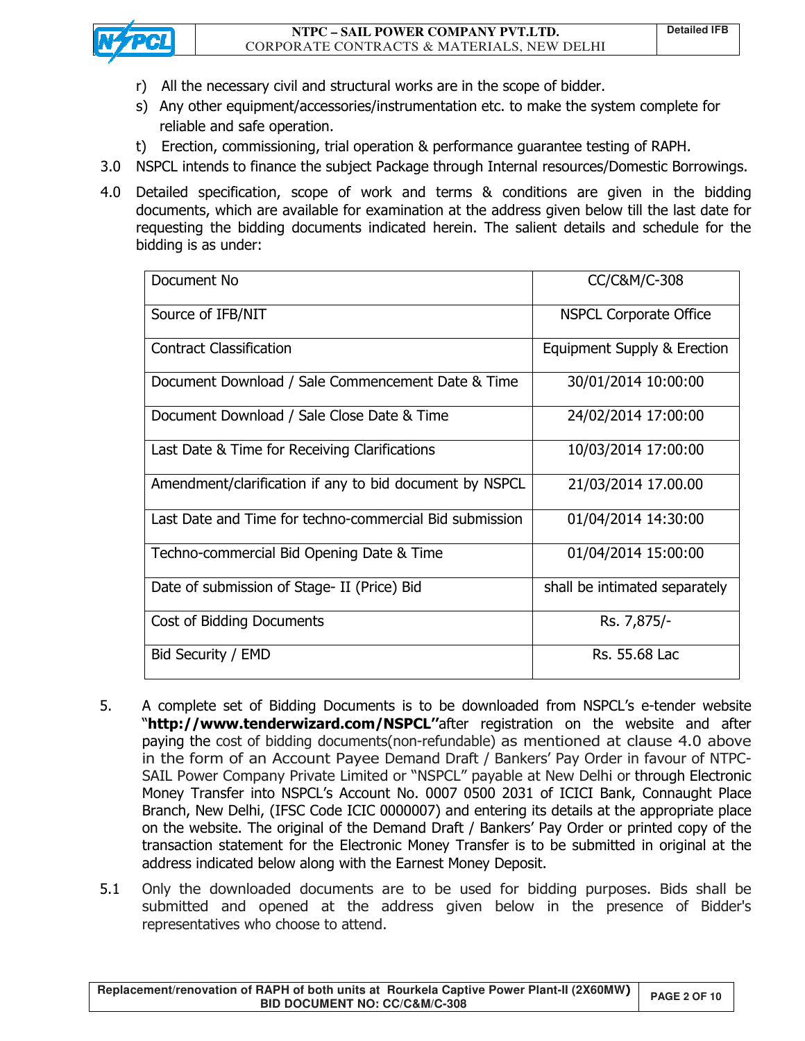r) All the necessary civil and structural works are in the scope of bidder.

s) Any other equipment/accessories/instrumentation etc. to make the system complete for reliable and safe operation.

t) Erection, commissioning, trial operation & performance guarantee testing of RAPH.

3.0 NSPCL intends to finance the subject Package through Internal resources/Domestic Borrowings.

4.0 Detailed specification, scope of work and terms & conditions are given in the bidding documents, which are available for examination at the address given below till the last date for requesting the bidding documents indicated herein. The salient details and schedule for the bidding is as under:

| Document No | CC/C&M/C-308 |
|---|---|
| Source of IFB/NIT | NSPCL Corporate Office |
| Contract Classification | Equipment Supply & Erection |
| Document Download / Sale Commencement Date & Time | 30/01/2014 10:00:00 |
| Document Download / Sale Close Date & Time | 24/02/2014 17:00:00 |
| Last Date & Time for Receiving Clarifications | 10/03/2014 17:00:00 |
| Amendment/clarification if any to bid document by NSPCL | 21/03/2014 17.00.00 |
| Last Date and Time for techno-commercial Bid submission | 01/04/2014 14:30:00 |
| Techno-commercial Bid Opening Date & Time | 01/04/2014 15:00:00 |
| Date of submission of Stage- II (Price) Bid | shall be intimated separately |
| Cost of Bidding Documents | Rs. 7,875/- |
| Bid Security / EMD | Rs. 55.68 Lac |

5. A complete set of Bidding Documents is to be downloaded from NSPCL's e-tender website "**http://www.tenderwizard.com/NSPCL**"after registration on the website and after paying the cost of bidding documents(non-refundable) as mentioned at clause 4.0 above in the form of an Account Payee Demand Draft / Bankers' Pay Order in favour of NTPC-SAIL Power Company Private Limited or "NSPCL" payable at New Delhi or through Electronic Money Transfer into NSPCL's Account No. 0007 0500 2031 of ICICI Bank, Connaught Place Branch, New Delhi, (IFSC Code ICIC 0000007) and entering its details at the appropriate place on the website. The original of the Demand Draft / Bankers' Pay Order or printed copy of the transaction statement for the Electronic Money Transfer is to be submitted in original at the address indicated below along with the Earnest Money Deposit.

5.1 Only the downloaded documents are to be used for bidding purposes. Bids shall be submitted and opened at the address given below in the presence of Bidder's representatives who choose to attend.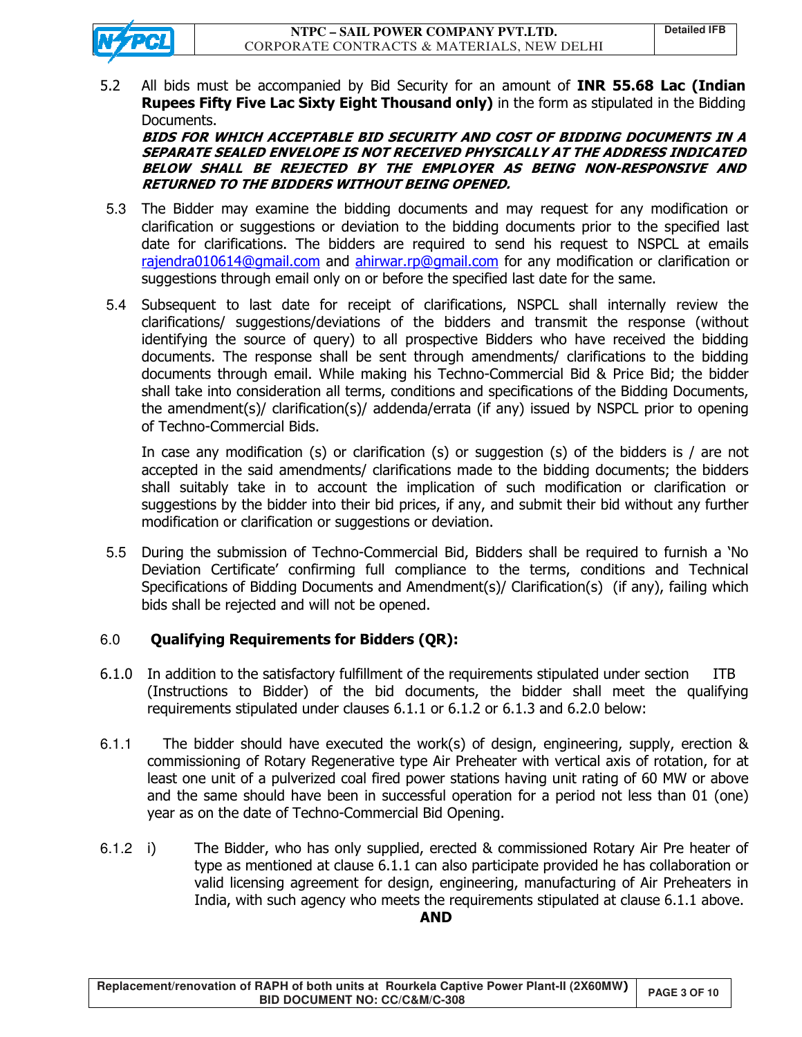5.2 All bids must be accompanied by Bid Security for an amount of **INR 55.68 Lac (Indian Rupees Fifty Five Lac Sixty Eight Thousand only)** in the form as stipulated in the Bidding Documents.

***BIDS FOR WHICH ACCEPTABLE BID SECURITY AND COST OF BIDDING DOCUMENTS IN A SEPARATE SEALED ENVELOPE IS NOT RECEIVED PHYSICALLY AT THE ADDRESS INDICATED BELOW SHALL BE REJECTED BY THE EMPLOYER AS BEING NON-RESPONSIVE AND RETURNED TO THE BIDDERS WITHOUT BEING OPENED.***

5.3 The Bidder may examine the bidding documents and may request for any modification or clarification or suggestions or deviation to the bidding documents prior to the specified last date for clarifications. The bidders are required to send his request to NSPCL at emails rajendra010614@gmail.com and ahirwar.rp@gmail.com for any modification or clarification or suggestions through email only on or before the specified last date for the same.

5.4 Subsequent to last date for receipt of clarifications, NSPCL shall internally review the clarifications/ suggestions/deviations of the bidders and transmit the response (without identifying the source of query) to all prospective Bidders who have received the bidding documents. The response shall be sent through amendments/ clarifications to the bidding documents through email. While making his Techno-Commercial Bid & Price Bid; the bidder shall take into consideration all terms, conditions and specifications of the Bidding Documents, the amendment(s)/ clarification(s)/ addenda/errata (if any) issued by NSPCL prior to opening of Techno-Commercial Bids.

In case any modification (s) or clarification (s) or suggestion (s) of the bidders is / are not accepted in the said amendments/ clarifications made to the bidding documents; the bidders shall suitably take in to account the implication of such modification or clarification or suggestions by the bidder into their bid prices, if any, and submit their bid without any further modification or clarification or suggestions or deviation.

5.5 During the submission of Techno-Commercial Bid, Bidders shall be required to furnish a 'No Deviation Certificate' confirming full compliance to the terms, conditions and Technical Specifications of Bidding Documents and Amendment(s)/ Clarification(s) (if any), failing which bids shall be rejected and will not be opened.

## 6.0 Qualifying Requirements for Bidders (QR):

6.1.0 In addition to the satisfactory fulfillment of the requirements stipulated under section ITB (Instructions to Bidder) of the bid documents, the bidder shall meet the qualifying requirements stipulated under clauses 6.1.1 or 6.1.2 or 6.1.3 and 6.2.0 below:

6.1.1 The bidder should have executed the work(s) of design, engineering, supply, erection & commissioning of Rotary Regenerative type Air Preheater with vertical axis of rotation, for at least one unit of a pulverized coal fired power stations having unit rating of 60 MW or above and the same should have been in successful operation for a period not less than 01 (one) year as on the date of Techno-Commercial Bid Opening.

6.1.2 i) The Bidder, who has only supplied, erected & commissioned Rotary Air Pre heater of type as mentioned at clause 6.1.1 can also participate provided he has collaboration or valid licensing agreement for design, engineering, manufacturing of Air Preheaters in India, with such agency who meets the requirements stipulated at clause 6.1.1 above.

**AND**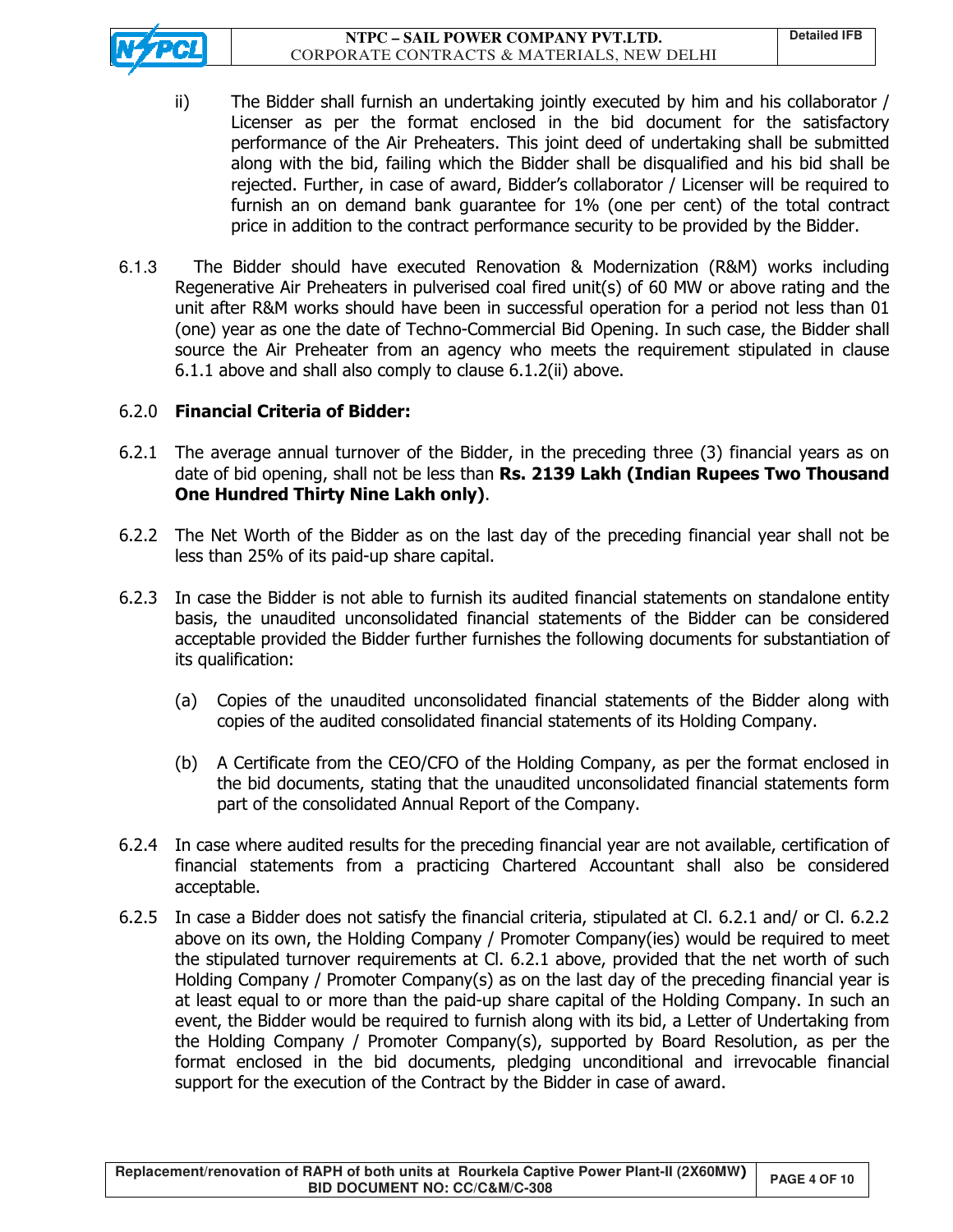ii) The Bidder shall furnish an undertaking jointly executed by him and his collaborator / Licenser as per the format enclosed in the bid document for the satisfactory performance of the Air Preheaters. This joint deed of undertaking shall be submitted along with the bid, failing which the Bidder shall be disqualified and his bid shall be rejected. Further, in case of award, Bidder's collaborator / Licenser will be required to furnish an on demand bank guarantee for 1% (one per cent) of the total contract price in addition to the contract performance security to be provided by the Bidder.

6.1.3 The Bidder should have executed Renovation & Modernization (R&M) works including Regenerative Air Preheaters in pulverised coal fired unit(s) of 60 MW or above rating and the unit after R&M works should have been in successful operation for a period not less than 01 (one) year as one the date of Techno-Commercial Bid Opening. In such case, the Bidder shall source the Air Preheater from an agency who meets the requirement stipulated in clause 6.1.1 above and shall also comply to clause 6.1.2(ii) above.

6.2.0 **Financial Criteria of Bidder:**

6.2.1 The average annual turnover of the Bidder, in the preceding three (3) financial years as on date of bid opening, shall not be less than **Rs. 2139 Lakh (Indian Rupees Two Thousand One Hundred Thirty Nine Lakh only)**.

6.2.2 The Net Worth of the Bidder as on the last day of the preceding financial year shall not be less than 25% of its paid-up share capital.

6.2.3 In case the Bidder is not able to furnish its audited financial statements on standalone entity basis, the unaudited unconsolidated financial statements of the Bidder can be considered acceptable provided the Bidder further furnishes the following documents for substantiation of its qualification:

(a) Copies of the unaudited unconsolidated financial statements of the Bidder along with copies of the audited consolidated financial statements of its Holding Company.

(b) A Certificate from the CEO/CFO of the Holding Company, as per the format enclosed in the bid documents, stating that the unaudited unconsolidated financial statements form part of the consolidated Annual Report of the Company.

6.2.4 In case where audited results for the preceding financial year are not available, certification of financial statements from a practicing Chartered Accountant shall also be considered acceptable.

6.2.5 In case a Bidder does not satisfy the financial criteria, stipulated at Cl. 6.2.1 and/ or Cl. 6.2.2 above on its own, the Holding Company / Promoter Company(ies) would be required to meet the stipulated turnover requirements at Cl. 6.2.1 above, provided that the net worth of such Holding Company / Promoter Company(s) as on the last day of the preceding financial year is at least equal to or more than the paid-up share capital of the Holding Company. In such an event, the Bidder would be required to furnish along with its bid, a Letter of Undertaking from the Holding Company / Promoter Company(s), supported by Board Resolution, as per the format enclosed in the bid documents, pledging unconditional and irrevocable financial support for the execution of the Contract by the Bidder in case of award.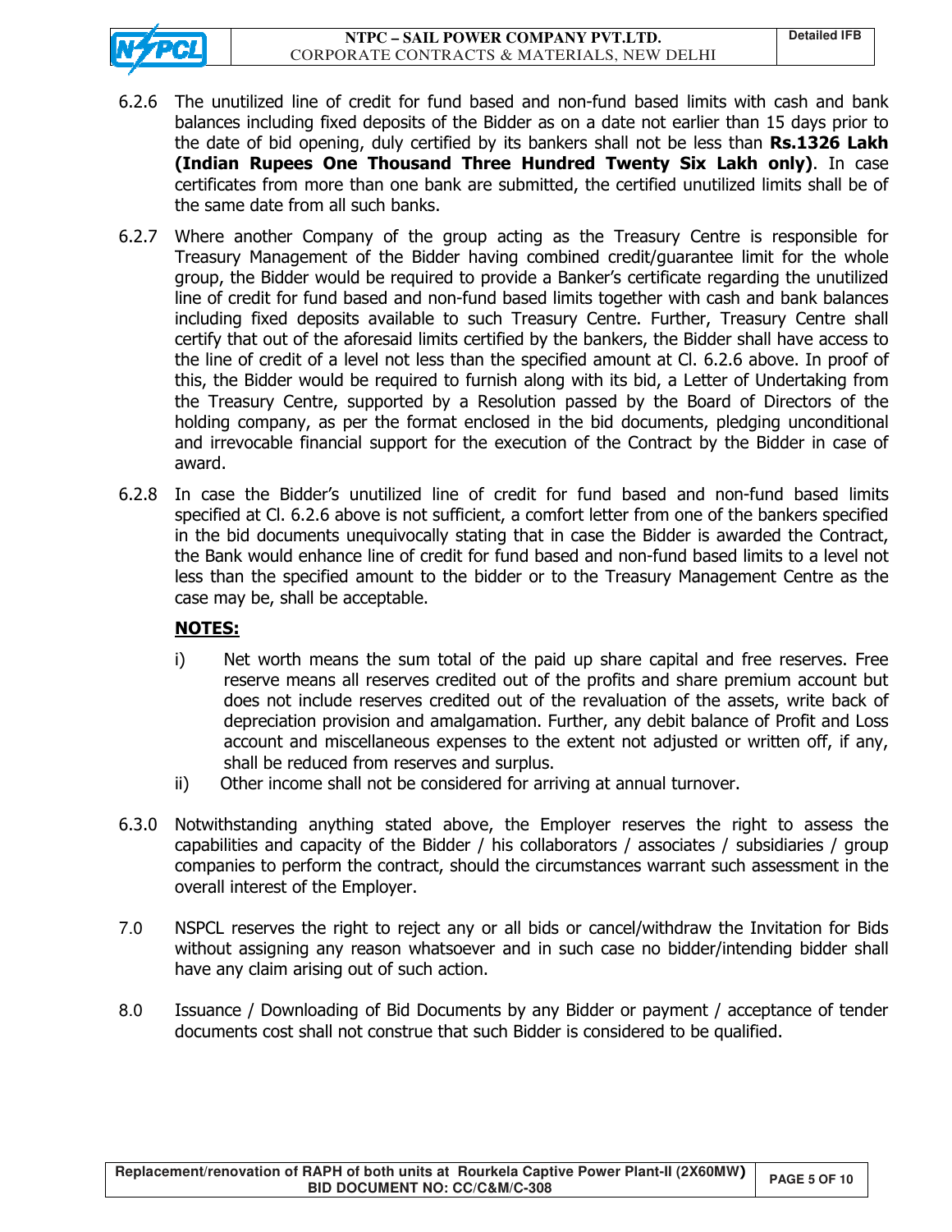6.2.6 The unutilized line of credit for fund based and non-fund based limits with cash and bank balances including fixed deposits of the Bidder as on a date not earlier than 15 days prior to the date of bid opening, duly certified by its bankers shall not be less than **Rs.1326 Lakh (Indian Rupees One Thousand Three Hundred Twenty Six Lakh only)**. In case certificates from more than one bank are submitted, the certified unutilized limits shall be of the same date from all such banks.

6.2.7 Where another Company of the group acting as the Treasury Centre is responsible for Treasury Management of the Bidder having combined credit/guarantee limit for the whole group, the Bidder would be required to provide a Banker's certificate regarding the unutilized line of credit for fund based and non-fund based limits together with cash and bank balances including fixed deposits available to such Treasury Centre. Further, Treasury Centre shall certify that out of the aforesaid limits certified by the bankers, the Bidder shall have access to the line of credit of a level not less than the specified amount at Cl. 6.2.6 above. In proof of this, the Bidder would be required to furnish along with its bid, a Letter of Undertaking from the Treasury Centre, supported by a Resolution passed by the Board of Directors of the holding company, as per the format enclosed in the bid documents, pledging unconditional and irrevocable financial support for the execution of the Contract by the Bidder in case of award.

6.2.8 In case the Bidder's unutilized line of credit for fund based and non-fund based limits specified at Cl. 6.2.6 above is not sufficient, a comfort letter from one of the bankers specified in the bid documents unequivocally stating that in case the Bidder is awarded the Contract, the Bank would enhance line of credit for fund based and non-fund based limits to a level not less than the specified amount to the bidder or to the Treasury Management Centre as the case may be, shall be acceptable.

**NOTES:**

i) Net worth means the sum total of the paid up share capital and free reserves. Free reserve means all reserves credited out of the profits and share premium account but does not include reserves credited out of the revaluation of the assets, write back of depreciation provision and amalgamation. Further, any debit balance of Profit and Loss account and miscellaneous expenses to the extent not adjusted or written off, if any, shall be reduced from reserves and surplus.

ii) Other income shall not be considered for arriving at annual turnover.

6.3.0 Notwithstanding anything stated above, the Employer reserves the right to assess the capabilities and capacity of the Bidder / his collaborators / associates / subsidiaries / group companies to perform the contract, should the circumstances warrant such assessment in the overall interest of the Employer.

7.0 NSPCL reserves the right to reject any or all bids or cancel/withdraw the Invitation for Bids without assigning any reason whatsoever and in such case no bidder/intending bidder shall have any claim arising out of such action.

8.0 Issuance / Downloading of Bid Documents by any Bidder or payment / acceptance of tender documents cost shall not construe that such Bidder is considered to be qualified.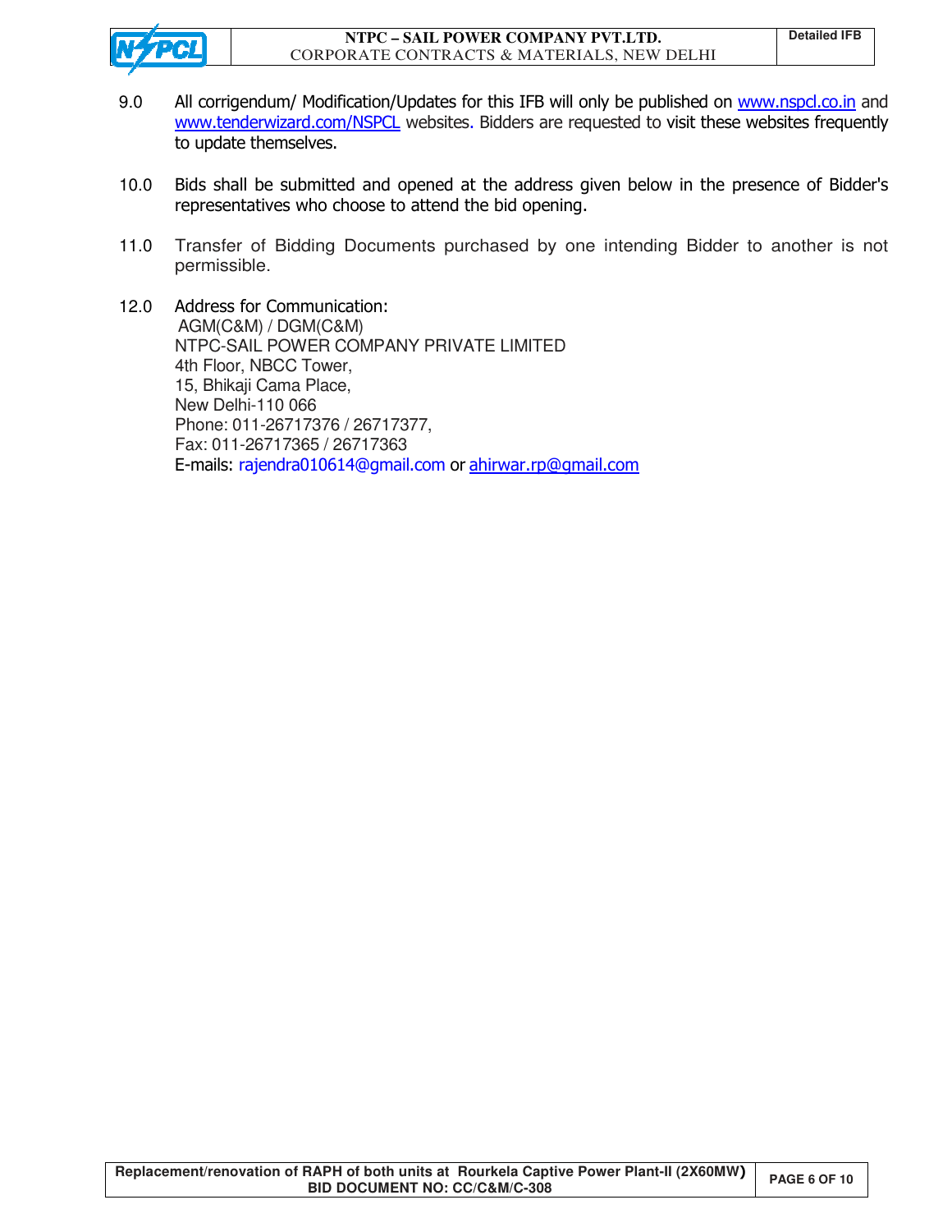9.0 All corrigendum/ Modification/Updates for this IFB will only be published on www.nspcl.co.in and www.tenderwizard.com/NSPCL websites. Bidders are requested to visit these websites frequently to update themselves.

10.0 Bids shall be submitted and opened at the address given below in the presence of Bidder's representatives who choose to attend the bid opening.

11.0 Transfer of Bidding Documents purchased by one intending Bidder to another is not permissible.

12.0 Address for Communication:
AGM(C&M) / DGM(C&M)
NTPC-SAIL POWER COMPANY PRIVATE LIMITED
4th Floor, NBCC Tower,
15, Bhikaji Cama Place,
New Delhi-110 066
Phone: 011-26717376 / 26717377,
Fax: 011-26717365 / 26717363
E-mails: rajendra010614@gmail.com or ahirwar.rp@gmail.com